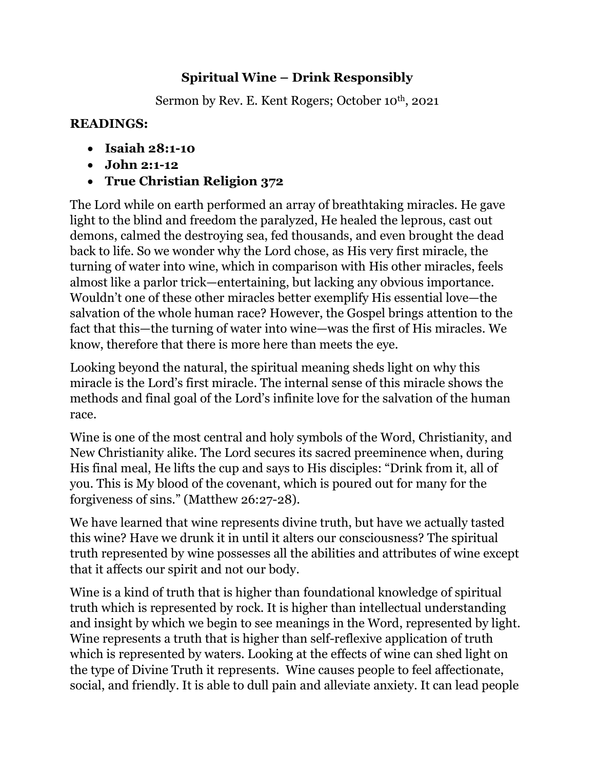# Spiritual Wine – Drink Responsibly

Sermon by Rev. E. Kent Rogers; October 10th, 2021

**READINGS:**

- **Isaiah 28:1-10**
- **John 2:1-12**
- **True Christian Religion 372**

The Lord while on earth performed an array of breathtaking miracles. He gave light to the blind and freedom the paralyzed, He healed the leprous, cast out demons, calmed the destroying sea, fed thousands, and even brought the dead back to life. So we wonder why the Lord chose, as His very first miracle, the turning of water into wine, which in comparison with His other miracles, feels almost like a parlor trick—entertaining, but lacking any obvious importance. Wouldn't one of these other miracles better exemplify His essential love—the salvation of the whole human race? However, the Gospel brings attention to the fact that this—the turning of water into wine—was the first of His miracles. We know, therefore that there is more here than meets the eye.

Looking beyond the natural, the spiritual meaning sheds light on why this miracle is the Lord's first miracle. The internal sense of this miracle shows the methods and final goal of the Lord's infinite love for the salvation of the human race.

Wine is one of the most central and holy symbols of the Word, Christianity, and New Christianity alike. The Lord secures its sacred preeminence when, during His final meal, He lifts the cup and says to His disciples: "Drink from it, all of you. This is My blood of the covenant, which is poured out for many for the forgiveness of sins." (Matthew 26:27-28).

We have learned that wine represents divine truth, but have we actually tasted this wine? Have we drunk it in until it alters our consciousness? The spiritual truth represented by wine possesses all the abilities and attributes of wine except that it affects our spirit and not our body.

Wine is a kind of truth that is higher than foundational knowledge of spiritual truth which is represented by rock. It is higher than intellectual understanding and insight by which we begin to see meanings in the Word, represented by light. Wine represents a truth that is higher than self-reflexive application of truth which is represented by waters. Looking at the effects of wine can shed light on the type of Divine Truth it represents. Wine causes people to feel affectionate, social, and friendly. It is able to dull pain and alleviate anxiety. It can lead people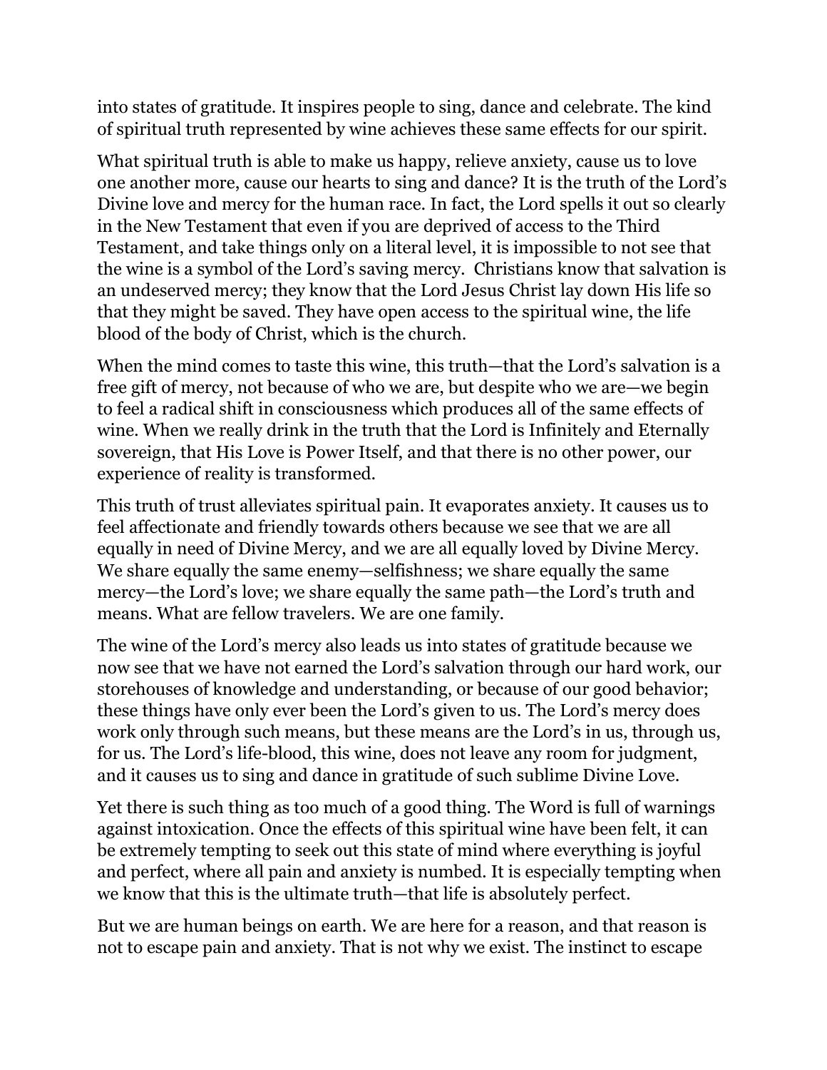into states of gratitude. It inspires people to sing, dance and celebrate. The kind of spiritual truth represented by wine achieves these same effects for our spirit.

What spiritual truth is able to make us happy, relieve anxiety, cause us to love one another more, cause our hearts to sing and dance? It is the truth of the Lord's Divine love and mercy for the human race. In fact, the Lord spells it out so clearly in the New Testament that even if you are deprived of access to the Third Testament, and take things only on a literal level, it is impossible to not see that the wine is a symbol of the Lord's saving mercy. Christians know that salvation is an undeserved mercy; they know that the Lord Jesus Christ lay down His life so that they might be saved. They have open access to the spiritual wine, the life blood of the body of Christ, which is the church.

When the mind comes to taste this wine, this truth—that the Lord's salvation is a free gift of mercy, not because of who we are, but despite who we are—we begin to feel a radical shift in consciousness which produces all of the same effects of wine. When we really drink in the truth that the Lord is Infinitely and Eternally sovereign, that His Love is Power Itself, and that there is no other power, our experience of reality is transformed.

This truth of trust alleviates spiritual pain. It evaporates anxiety. It causes us to feel affectionate and friendly towards others because we see that we are all equally in need of Divine Mercy, and we are all equally loved by Divine Mercy. We share equally the same enemy—selfishness; we share equally the same mercy—the Lord's love; we share equally the same path—the Lord's truth and means. What are fellow travelers. We are one family.

The wine of the Lord's mercy also leads us into states of gratitude because we now see that we have not earned the Lord's salvation through our hard work, our storehouses of knowledge and understanding, or because of our good behavior; these things have only ever been the Lord's given to us. The Lord's mercy does work only through such means, but these means are the Lord's in us, through us, for us. The Lord's life-blood, this wine, does not leave any room for judgment, and it causes us to sing and dance in gratitude of such sublime Divine Love.

Yet there is such thing as too much of a good thing. The Word is full of warnings against intoxication. Once the effects of this spiritual wine have been felt, it can be extremely tempting to seek out this state of mind where everything is joyful and perfect, where all pain and anxiety is numbed. It is especially tempting when we know that this is the ultimate truth—that life is absolutely perfect.

But we are human beings on earth. We are here for a reason, and that reason is not to escape pain and anxiety. That is not why we exist. The instinct to escape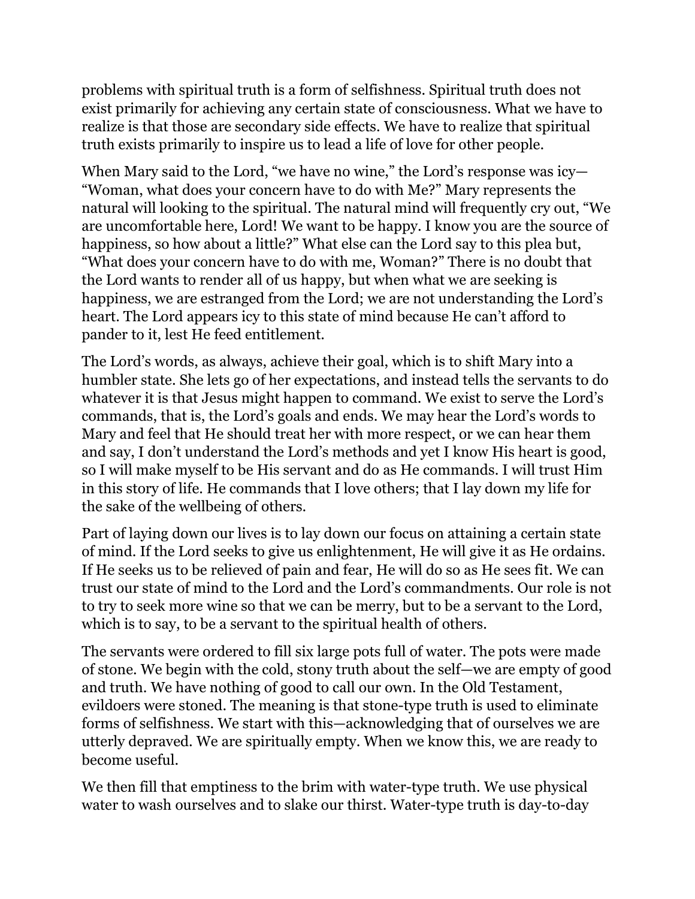problems with spiritual truth is a form of selfishness. Spiritual truth does not exist primarily for achieving any certain state of consciousness. What we have to realize is that those are secondary side effects. We have to realize that spiritual truth exists primarily to inspire us to lead a life of love for other people.

When Mary said to the Lord, "we have no wine," the Lord's response was icy—"Woman, what does your concern have to do with Me?" Mary represents the natural will looking to the spiritual. The natural mind will frequently cry out, "We are uncomfortable here, Lord! We want to be happy. I know you are the source of happiness, so how about a little?" What else can the Lord say to this plea but, "What does your concern have to do with me, Woman?" There is no doubt that the Lord wants to render all of us happy, but when what we are seeking is happiness, we are estranged from the Lord; we are not understanding the Lord's heart. The Lord appears icy to this state of mind because He can't afford to pander to it, lest He feed entitlement.

The Lord's words, as always, achieve their goal, which is to shift Mary into a humbler state. She lets go of her expectations, and instead tells the servants to do whatever it is that Jesus might happen to command. We exist to serve the Lord's commands, that is, the Lord's goals and ends. We may hear the Lord's words to Mary and feel that He should treat her with more respect, or we can hear them and say, I don't understand the Lord's methods and yet I know His heart is good, so I will make myself to be His servant and do as He commands. I will trust Him in this story of life. He commands that I love others; that I lay down my life for the sake of the wellbeing of others.

Part of laying down our lives is to lay down our focus on attaining a certain state of mind. If the Lord seeks to give us enlightenment, He will give it as He ordains. If He seeks us to be relieved of pain and fear, He will do so as He sees fit. We can trust our state of mind to the Lord and the Lord's commandments. Our role is not to try to seek more wine so that we can be merry, but to be a servant to the Lord, which is to say, to be a servant to the spiritual health of others.

The servants were ordered to fill six large pots full of water. The pots were made of stone. We begin with the cold, stony truth about the self—we are empty of good and truth. We have nothing of good to call our own. In the Old Testament, evildoers were stoned. The meaning is that stone-type truth is used to eliminate forms of selfishness. We start with this—acknowledging that of ourselves we are utterly depraved. We are spiritually empty. When we know this, we are ready to become useful.

We then fill that emptiness to the brim with water-type truth. We use physical water to wash ourselves and to slake our thirst. Water-type truth is day-to-day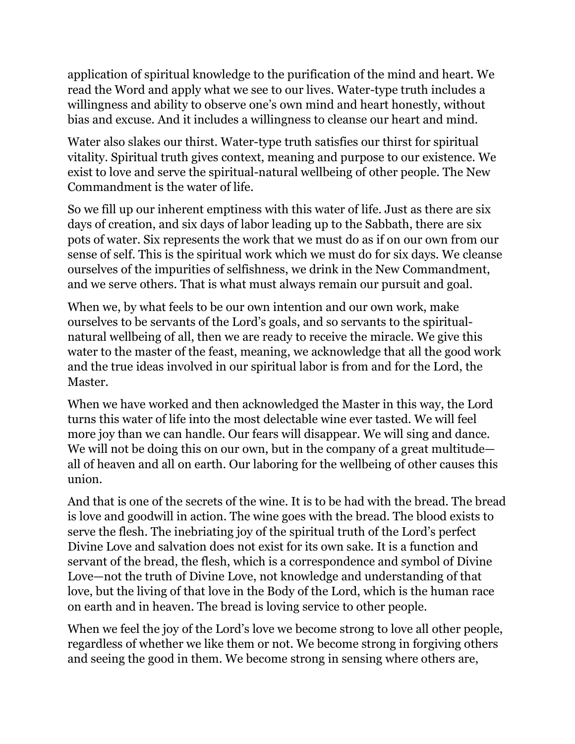application of spiritual knowledge to the purification of the mind and heart. We read the Word and apply what we see to our lives. Water-type truth includes a willingness and ability to observe one's own mind and heart honestly, without bias and excuse. And it includes a willingness to cleanse our heart and mind.

Water also slakes our thirst. Water-type truth satisfies our thirst for spiritual vitality. Spiritual truth gives context, meaning and purpose to our existence. We exist to love and serve the spiritual-natural wellbeing of other people. The New Commandment is the water of life.

So we fill up our inherent emptiness with this water of life. Just as there are six days of creation, and six days of labor leading up to the Sabbath, there are six pots of water. Six represents the work that we must do as if on our own from our sense of self. This is the spiritual work which we must do for six days. We cleanse ourselves of the impurities of selfishness, we drink in the New Commandment, and we serve others. That is what must always remain our pursuit and goal.

When we, by what feels to be our own intention and our own work, make ourselves to be servants of the Lord's goals, and so servants to the spiritual-natural wellbeing of all, then we are ready to receive the miracle. We give this water to the master of the feast, meaning, we acknowledge that all the good work and the true ideas involved in our spiritual labor is from and for the Lord, the Master.

When we have worked and then acknowledged the Master in this way, the Lord turns this water of life into the most delectable wine ever tasted. We will feel more joy than we can handle. Our fears will disappear. We will sing and dance. We will not be doing this on our own, but in the company of a great multitude—all of heaven and all on earth. Our laboring for the wellbeing of other causes this union.

And that is one of the secrets of the wine. It is to be had with the bread. The bread is love and goodwill in action. The wine goes with the bread. The blood exists to serve the flesh. The inebriating joy of the spiritual truth of the Lord's perfect Divine Love and salvation does not exist for its own sake. It is a function and servant of the bread, the flesh, which is a correspondence and symbol of Divine Love—not the truth of Divine Love, not knowledge and understanding of that love, but the living of that love in the Body of the Lord, which is the human race on earth and in heaven. The bread is loving service to other people.

When we feel the joy of the Lord's love we become strong to love all other people, regardless of whether we like them or not. We become strong in forgiving others and seeing the good in them. We become strong in sensing where others are,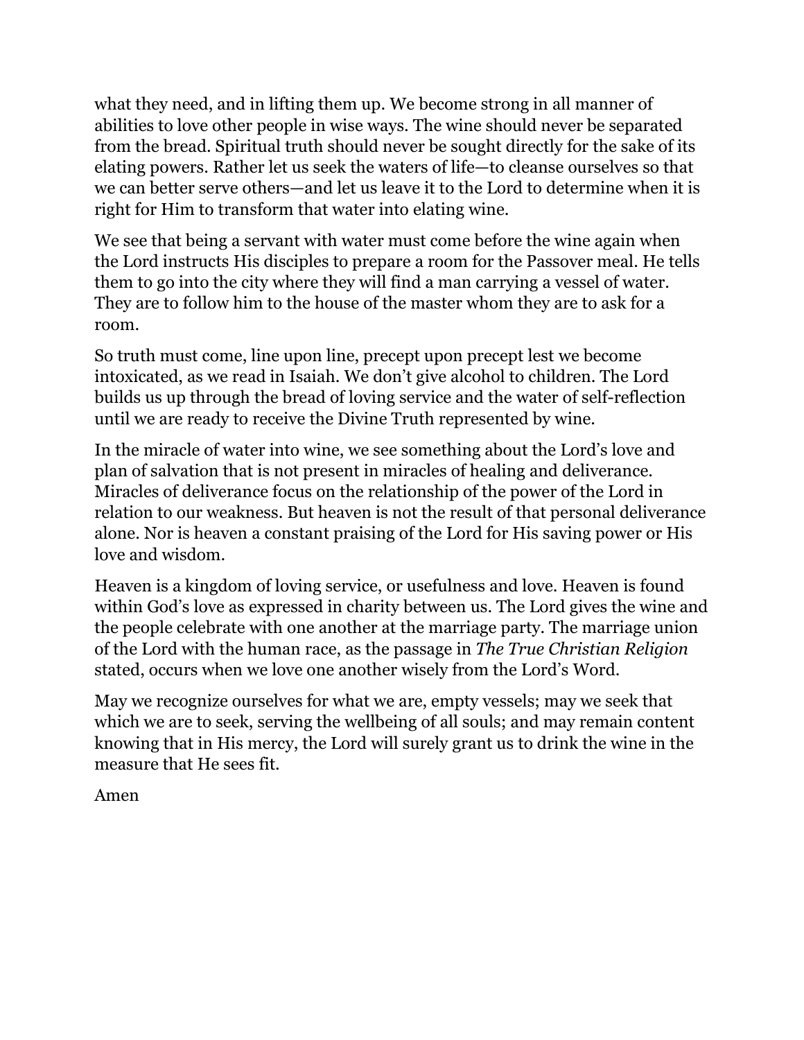what they need, and in lifting them up. We become strong in all manner of abilities to love other people in wise ways. The wine should never be separated from the bread. Spiritual truth should never be sought directly for the sake of its elating powers. Rather let us seek the waters of life—to cleanse ourselves so that we can better serve others—and let us leave it to the Lord to determine when it is right for Him to transform that water into elating wine.

We see that being a servant with water must come before the wine again when the Lord instructs His disciples to prepare a room for the Passover meal. He tells them to go into the city where they will find a man carrying a vessel of water. They are to follow him to the house of the master whom they are to ask for a room.

So truth must come, line upon line, precept upon precept lest we become intoxicated, as we read in Isaiah. We don't give alcohol to children. The Lord builds us up through the bread of loving service and the water of self-reflection until we are ready to receive the Divine Truth represented by wine.

In the miracle of water into wine, we see something about the Lord's love and plan of salvation that is not present in miracles of healing and deliverance. Miracles of deliverance focus on the relationship of the power of the Lord in relation to our weakness. But heaven is not the result of that personal deliverance alone. Nor is heaven a constant praising of the Lord for His saving power or His love and wisdom.

Heaven is a kingdom of loving service, or usefulness and love. Heaven is found within God's love as expressed in charity between us. The Lord gives the wine and the people celebrate with one another at the marriage party. The marriage union of the Lord with the human race, as the passage in *The True Christian Religion* stated, occurs when we love one another wisely from the Lord's Word.

May we recognize ourselves for what we are, empty vessels; may we seek that which we are to seek, serving the wellbeing of all souls; and may remain content knowing that in His mercy, the Lord will surely grant us to drink the wine in the measure that He sees fit.

Amen